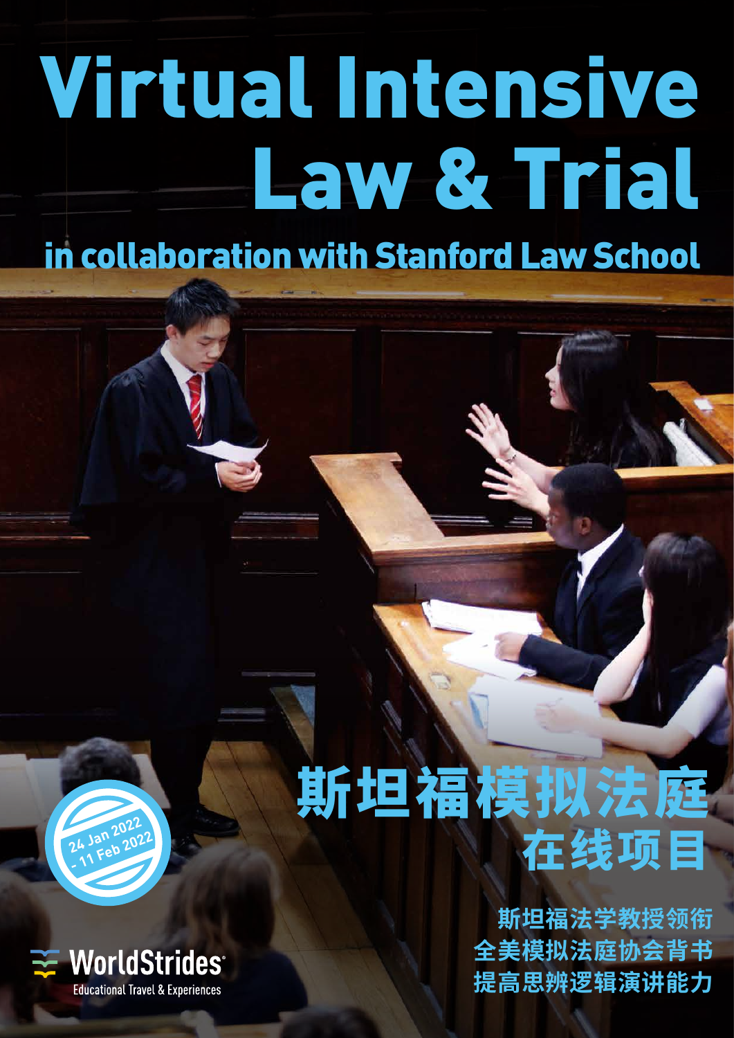# Virtual Intensive Law & Trial

## in collaboration with Stanford Law School

24 Jan 2022 - 11 Feb 2022

# 斯坦福模拟法庭在线项目

斯坦福法学教授领衔
全美模拟法庭协会背书
提高思辨逻辑演讲能力

WorldStrides
Educational Travel & Experiences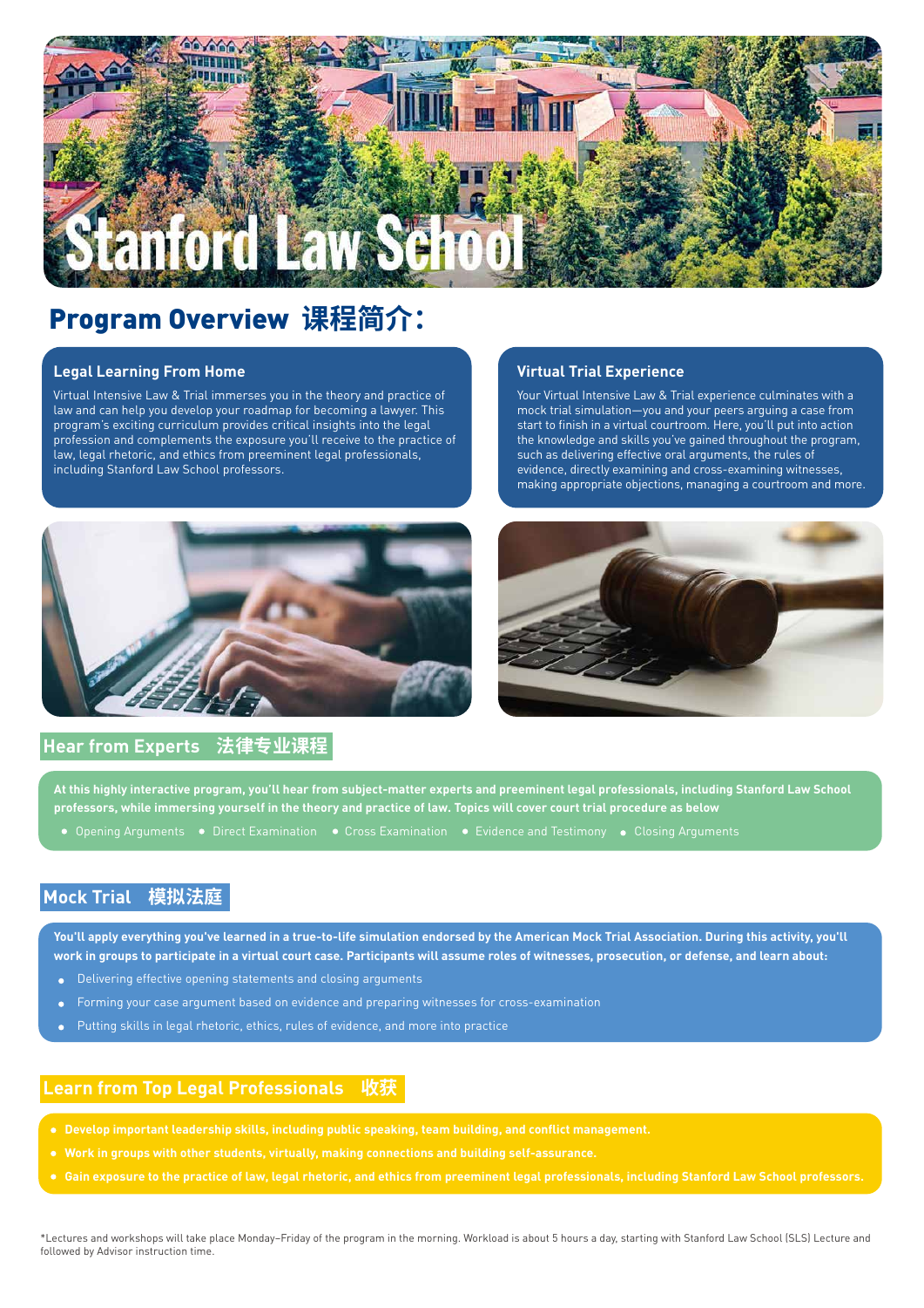# Stanford Law School

## Program Overview 课程简介：

### Legal Learning From Home

Virtual Intensive Law & Trial immerses you in the theory and practice of law and can help you develop your roadmap for becoming a lawyer. This program's exciting curriculum provides critical insights into the legal profession and complements the exposure you'll receive to the practice of law, legal rhetoric, and ethics from preeminent legal professionals, including Stanford Law School professors.

### Virtual Trial Experience

Your Virtual Intensive Law & Trial experience culminates with a mock trial simulation—you and your peers arguing a case from start to finish in a virtual courtroom. Here, you'll put into action the knowledge and skills you've gained throughout the program, such as delivering effective oral arguments, the rules of evidence, directly examining and cross-examining witnesses, making appropriate objections, managing a courtroom and more.

## Hear from Experts 法律专业课程

**At this highly interactive program, you'll hear from subject-matter experts and preeminent legal professionals, including Stanford Law School professors, while immersing yourself in the theory and practice of law. Topics will cover court trial procedure as below**

- Opening Arguments
- Direct Examination
- Cross Examination
- Evidence and Testimony
- Closing Arguments

## Mock Trial 模拟法庭

**You'll apply everything you've learned in a true-to-life simulation endorsed by the American Mock Trial Association. During this activity, you'll work in groups to participate in a virtual court case. Participants will assume roles of witnesses, prosecution, or defense, and learn about:**

- Delivering effective opening statements and closing arguments
- Forming your case argument based on evidence and preparing witnesses for cross-examination
- Putting skills in legal rhetoric, ethics, rules of evidence, and more into practice

## Learn from Top Legal Professionals 收获

- **Develop important leadership skills, including public speaking, team building, and conflict management.**
- **Work in groups with other students, virtually, making connections and building self-assurance.**
- **Gain exposure to the practice of law, legal rhetoric, and ethics from preeminent legal professionals, including Stanford Law School professors.**

*Lectures and workshops will take place Monday–Friday of the program in the morning. Workload is about 5 hours a day, starting with Stanford Law School (SLS) Lecture and followed by Advisor instruction time.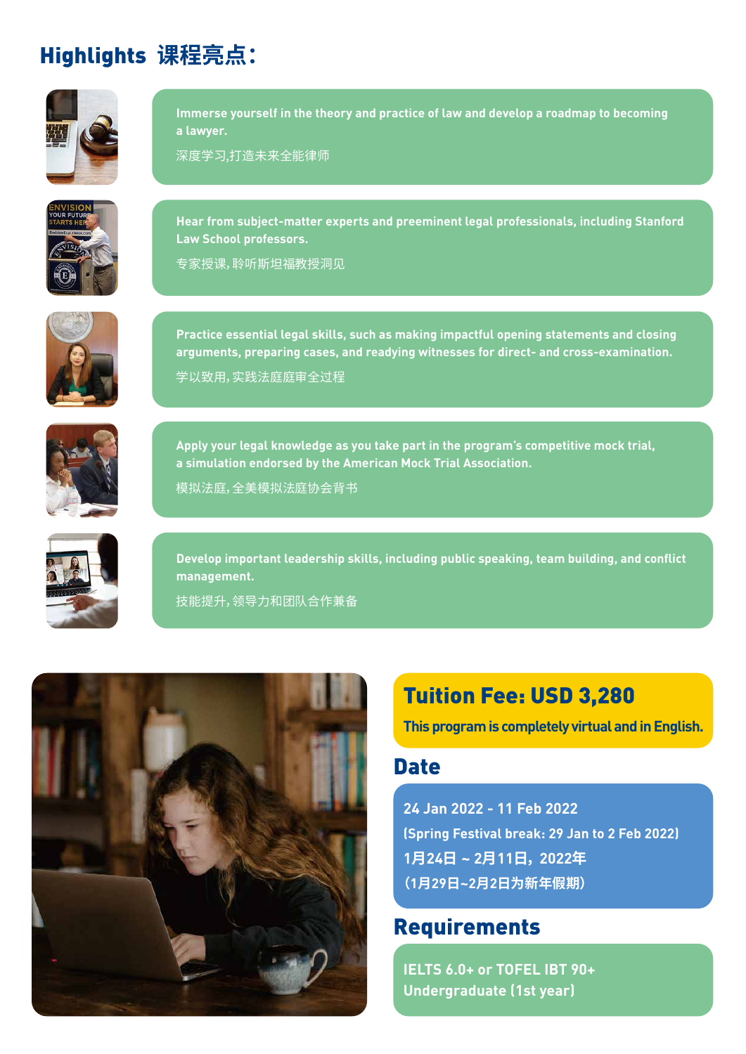## Highlights 课程亮点：

**Immerse yourself in the theory and practice of law and develop a roadmap to becoming a lawyer.**

深度学习,打造未来全能律师

**Hear from subject-matter experts and preeminent legal professionals, including Stanford Law School professors.**

专家授课,聆听斯坦福教授洞见

**Practice essential legal skills, such as making impactful opening statements and closing arguments, preparing cases, and readying witnesses for direct- and cross-examination.**

学以致用,实践法庭庭审全过程

**Apply your legal knowledge as you take part in the program's competitive mock trial, a simulation endorsed by the American Mock Trial Association.**

模拟法庭,全美模拟法庭协会背书

**Develop important leadership skills, including public speaking, team building, and conflict management.**

技能提升,领导力和团队合作兼备

## Tuition Fee: USD 3,280

**This program is completely virtual and in English.**

## Date

**24 Jan 2022 - 11 Feb 2022**
**(Spring Festival break: 29 Jan to 2 Feb 2022)**
**1月24日 ~ 2月11日，2022年**
**（1月29日~2月2日为新年假期）**

## Requirements

**IELTS 6.0+ or TOFEL IBT 90+**
**Undergraduate (1st year)**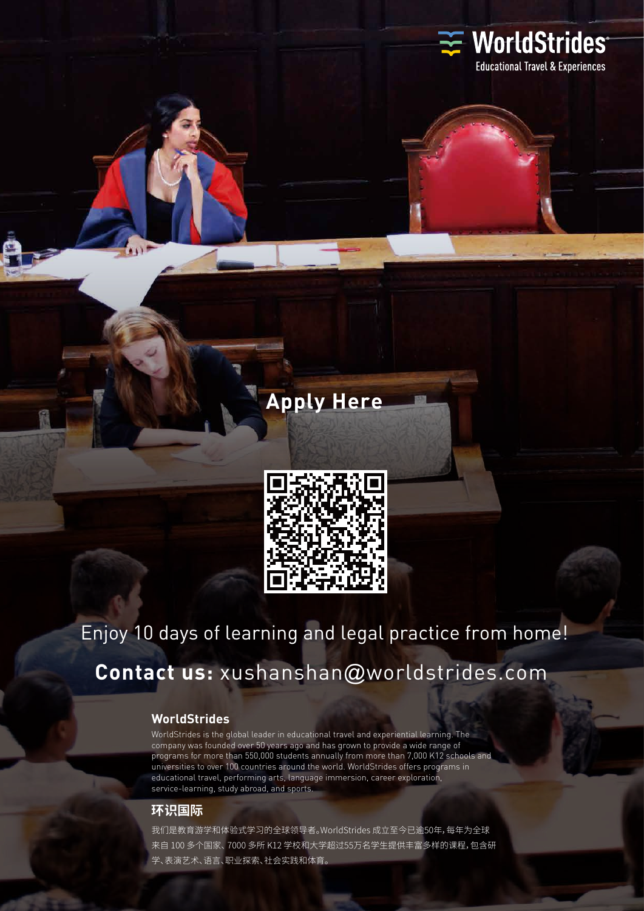WorldStrides
Educational Travel & Experiences

**Apply Here**

Enjoy 10 days of learning and legal practice from home!

**Contact us:** xushanshan@worldstrides.com

## WorldStrides

WorldStrides is the global leader in educational travel and experiential learning. The company was founded over 50 years ago and has grown to provide a wide range of programs for more than 550,000 students annually from more than 7,000 K12 schools and universities to over 100 countries around the world. WorldStrides offers programs in educational travel, performing arts, language immersion, career exploration, service-learning, study abroad, and sports.

## 环识国际

我们是教育游学和体验式学习的全球领导者。WorldStrides 成立至今已逾50年，每年为全球来自 100 多个国家、7000 多所 K12 学校和大学超过55万名学生提供丰富多样的课程，包含研学、表演艺术、语言、职业探索、社会实践和体育。